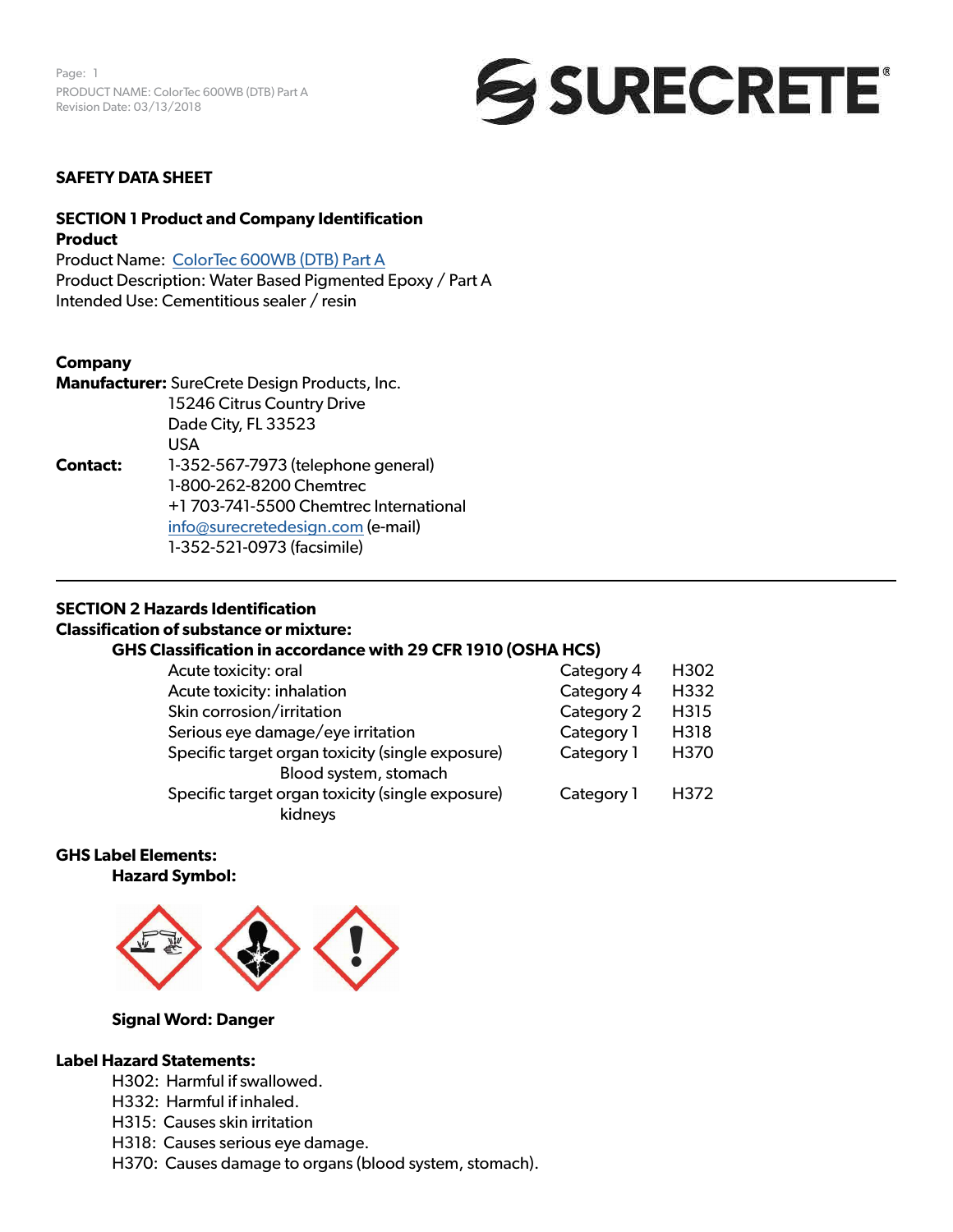# SAFETY DATA SHEET

## SECTION 1 Product and Company Identification

**Product**

Product Name: ColorTec 600WB (DTB) Part A
Product Description: Water Based Pigmented Epoxy / Part A
Intended Use: Cementitious sealer / resin

**Company**

**Manufacturer:** SureCrete Design Products, Inc.
15246 Citrus Country Drive
Dade City, FL 33523
USA

**Contact:** 1-352-567-7973 (telephone general)
1-800-262-8200 Chemtrec
+1 703-741-5500 Chemtrec International
info@surecretedesign.com (e-mail)
1-352-521-0973 (facsimile)

---

## SECTION 2 Hazards Identification

**Classification of substance or mixture:**

**GHS Classification in accordance with 29 CFR 1910 (OSHA HCS)**

| Hazard | Category | Code |
|---|---|---|
| Acute toxicity: oral | Category 4 | H302 |
| Acute toxicity: inhalation | Category 4 | H332 |
| Skin corrosion/irritation | Category 2 | H315 |
| Serious eye damage/eye irritation | Category 1 | H318 |
| Specific target organ toxicity (single exposure) Blood system, stomach | Category 1 | H370 |
| Specific target organ toxicity (single exposure) kidneys | Category 1 | H372 |

**GHS Label Elements:**

**Hazard Symbol:**

**Signal Word: Danger**

**Label Hazard Statements:**

H302: Harmful if swallowed.
H332: Harmful if inhaled.
H315: Causes skin irritation
H318: Causes serious eye damage.
H370: Causes damage to organs (blood system, stomach).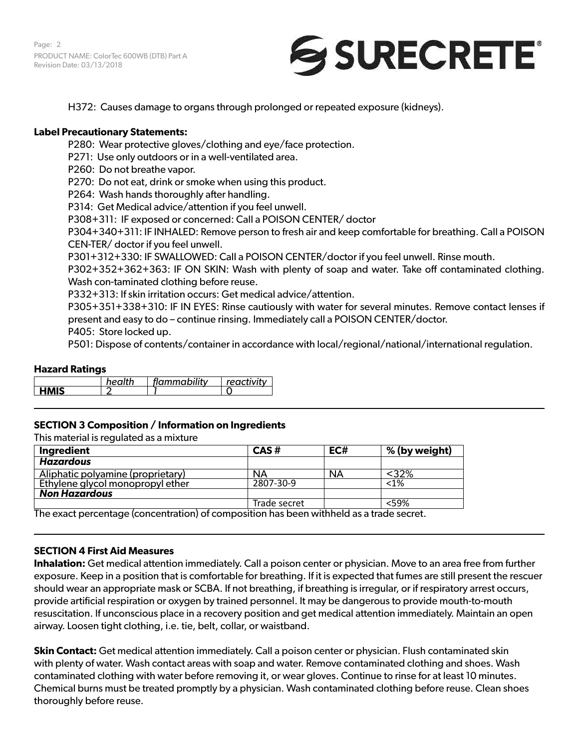H372: Causes damage to organs through prolonged or repeated exposure (kidneys).

**Label Precautionary Statements:**

P280: Wear protective gloves/clothing and eye/face protection.
P271: Use only outdoors or in a well-ventilated area.
P260: Do not breathe vapor.
P270: Do not eat, drink or smoke when using this product.
P264: Wash hands thoroughly after handling.
P314: Get Medical advice/attention if you feel unwell.
P308+311: IF exposed or concerned: Call a POISON CENTER/ doctor
P304+340+311: IF INHALED: Remove person to fresh air and keep comfortable for breathing. Call a POISON CEN-TER/ doctor if you feel unwell.
P301+312+330: IF SWALLOWED: Call a POISON CENTER/doctor if you feel unwell. Rinse mouth.
P302+352+362+363: IF ON SKIN: Wash with plenty of soap and water. Take off contaminated clothing. Wash con-taminated clothing before reuse.
P332+313: If skin irritation occurs: Get medical advice/attention.
P305+351+338+310: IF IN EYES: Rinse cautiously with water for several minutes. Remove contact lenses if present and easy to do – continue rinsing. Immediately call a POISON CENTER/doctor.
P405: Store locked up.
P501: Dispose of contents/container in accordance with local/regional/national/international regulation.

**Hazard Ratings**

| | *health* | *flammability* | *reactivity* |
|---|---|---|---|
| **HMIS** | 2 | 1 | 0 |

## SECTION 3 Composition / Information on Ingredients

This material is regulated as a mixture

| Ingredient | CAS # | EC# | % (by weight) |
|---|---|---|---|
| ***Hazardous*** | | | |
| Aliphatic polyamine (proprietary) | NA | NA | <32% |
| Ethylene glycol monopropyl ether | 2807-30-9 | | <1% |
| ***Non Hazardous*** | | | |
| | Trade secret | | <59% |

The exact percentage (concentration) of composition has been withheld as a trade secret.

## SECTION 4 First Aid Measures

**Inhalation:** Get medical attention immediately. Call a poison center or physician. Move to an area free from further exposure. Keep in a position that is comfortable for breathing. If it is expected that fumes are still present the rescuer should wear an appropriate mask or SCBA. If not breathing, if breathing is irregular, or if respiratory arrest occurs, provide artificial respiration or oxygen by trained personnel. It may be dangerous to provide mouth-to-mouth resuscitation. If unconscious place in a recovery position and get medical attention immediately. Maintain an open airway. Loosen tight clothing, i.e. tie, belt, collar, or waistband.

**Skin Contact:** Get medical attention immediately. Call a poison center or physician. Flush contaminated skin with plenty of water. Wash contact areas with soap and water. Remove contaminated clothing and shoes. Wash contaminated clothing with water before removing it, or wear gloves. Continue to rinse for at least 10 minutes. Chemical burns must be treated promptly by a physician. Wash contaminated clothing before reuse. Clean shoes thoroughly before reuse.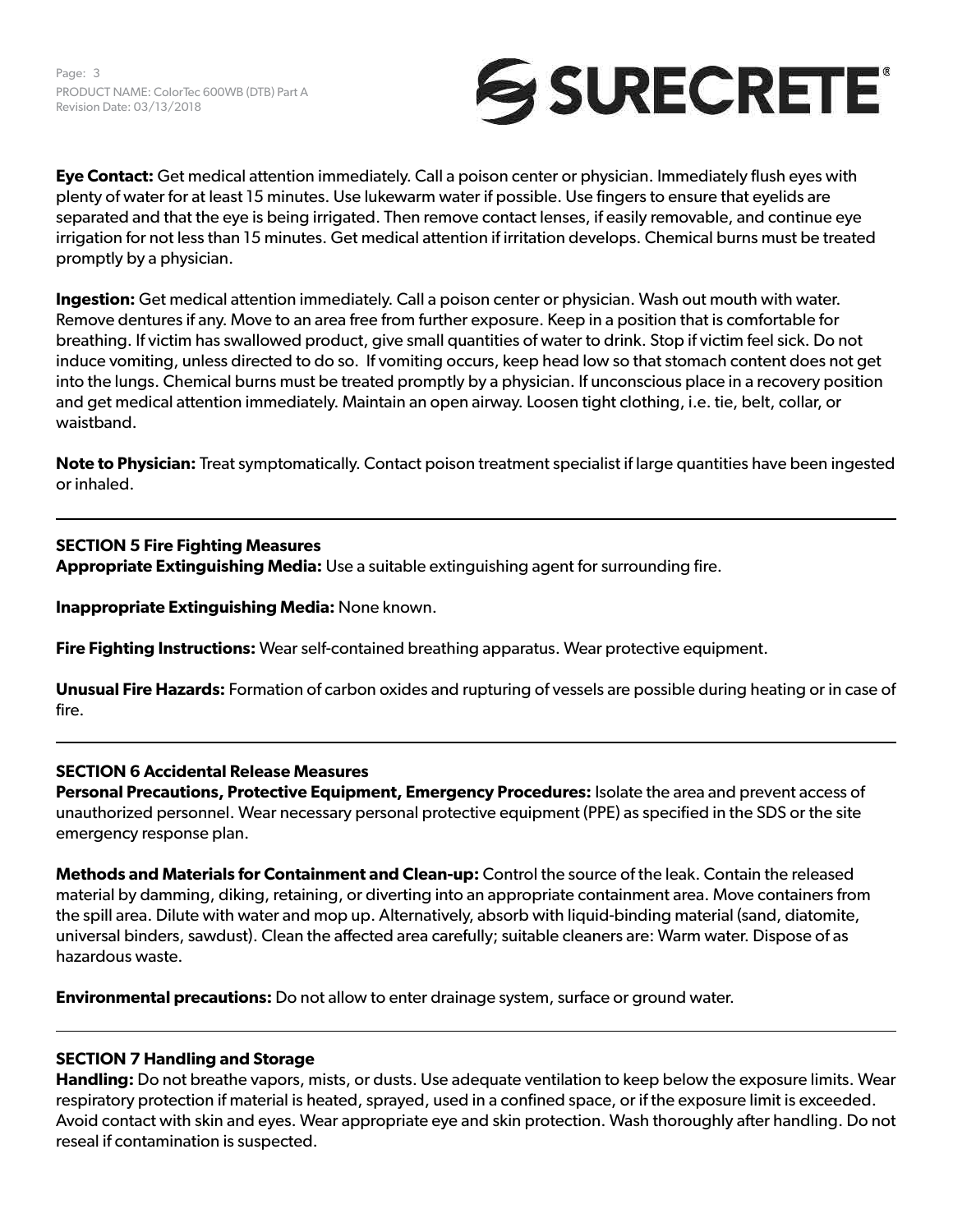**Eye Contact:** Get medical attention immediately. Call a poison center or physician. Immediately flush eyes with plenty of water for at least 15 minutes. Use lukewarm water if possible. Use fingers to ensure that eyelids are separated and that the eye is being irrigated. Then remove contact lenses, if easily removable, and continue eye irrigation for not less than 15 minutes. Get medical attention if irritation develops. Chemical burns must be treated promptly by a physician.

**Ingestion:** Get medical attention immediately. Call a poison center or physician. Wash out mouth with water. Remove dentures if any. Move to an area free from further exposure. Keep in a position that is comfortable for breathing. If victim has swallowed product, give small quantities of water to drink. Stop if victim feel sick. Do not induce vomiting, unless directed to do so. If vomiting occurs, keep head low so that stomach content does not get into the lungs. Chemical burns must be treated promptly by a physician. If unconscious place in a recovery position and get medical attention immediately. Maintain an open airway. Loosen tight clothing, i.e. tie, belt, collar, or waistband.

**Note to Physician:** Treat symptomatically. Contact poison treatment specialist if large quantities have been ingested or inhaled.

---

## SECTION 5 Fire Fighting Measures

**Appropriate Extinguishing Media:** Use a suitable extinguishing agent for surrounding fire.

**Inappropriate Extinguishing Media:** None known.

**Fire Fighting Instructions:** Wear self-contained breathing apparatus. Wear protective equipment.

**Unusual Fire Hazards:** Formation of carbon oxides and rupturing of vessels are possible during heating or in case of fire.

---

## SECTION 6 Accidental Release Measures

**Personal Precautions, Protective Equipment, Emergency Procedures:** Isolate the area and prevent access of unauthorized personnel. Wear necessary personal protective equipment (PPE) as specified in the SDS or the site emergency response plan.

**Methods and Materials for Containment and Clean-up:** Control the source of the leak. Contain the released material by damming, diking, retaining, or diverting into an appropriate containment area. Move containers from the spill area. Dilute with water and mop up. Alternatively, absorb with liquid-binding material (sand, diatomite, universal binders, sawdust). Clean the affected area carefully; suitable cleaners are: Warm water. Dispose of as hazardous waste.

**Environmental precautions:** Do not allow to enter drainage system, surface or ground water.

---

## SECTION 7 Handling and Storage

**Handling:** Do not breathe vapors, mists, or dusts. Use adequate ventilation to keep below the exposure limits. Wear respiratory protection if material is heated, sprayed, used in a confined space, or if the exposure limit is exceeded. Avoid contact with skin and eyes. Wear appropriate eye and skin protection. Wash thoroughly after handling. Do not reseal if contamination is suspected.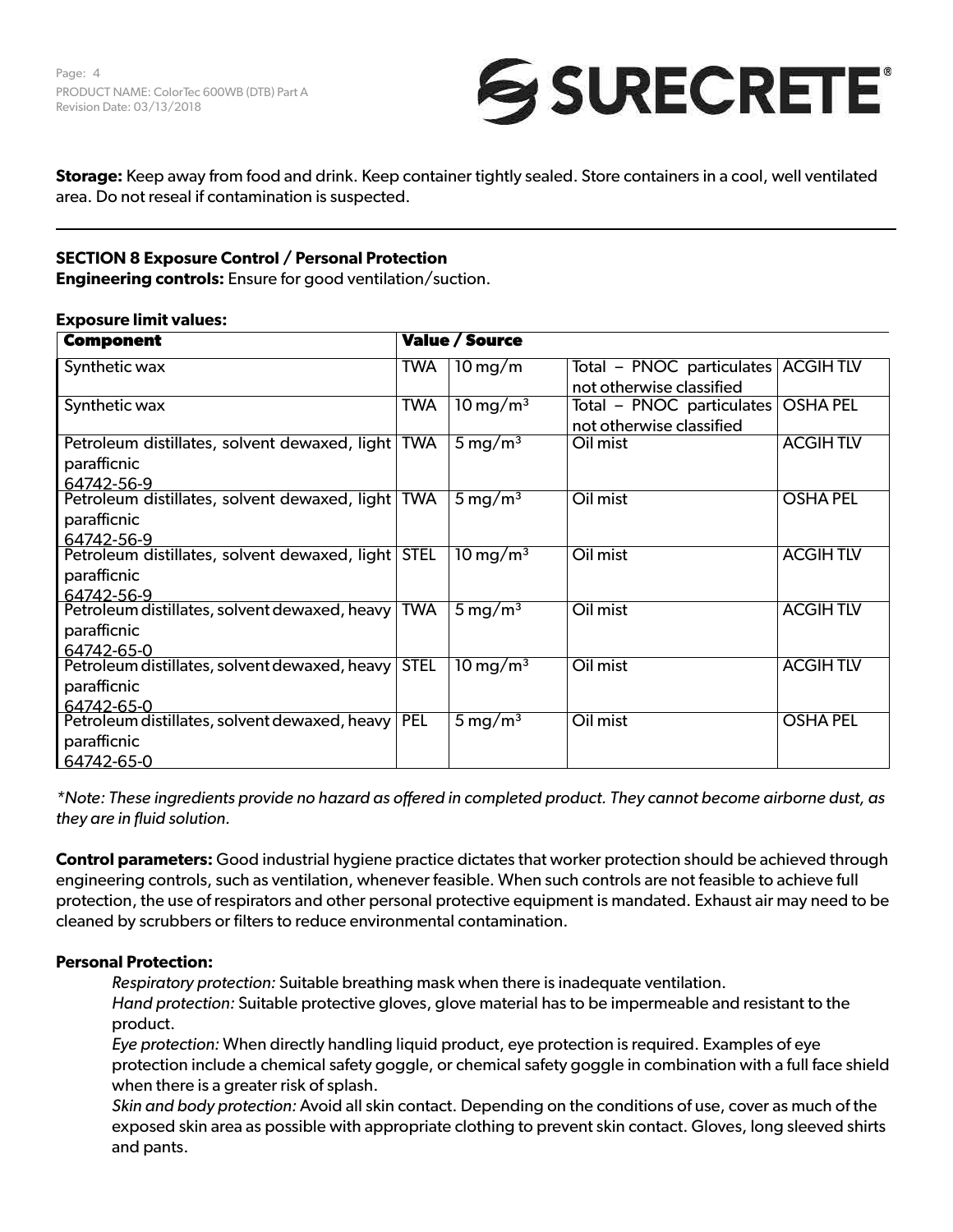**Storage:** Keep away from food and drink. Keep container tightly sealed. Store containers in a cool, well ventilated area. Do not reseal if contamination is suspected.

---

**SECTION 8 Exposure Control / Personal Protection**

**Engineering controls:** Ensure for good ventilation/suction.

**Exposure limit values:**

| Component | Value / Source | | | |
|---|---|---|---|---|
| Synthetic wax | TWA | 10 mg/m | Total – PNOC particulates not otherwise classified | ACGIH TLV |
| Synthetic wax | TWA | 10 mg/m³ | Total – PNOC particulates not otherwise classified | OSHA PEL |
| Petroleum distillates, solvent dewaxed, light paraffícnic 64742-56-9 | TWA | 5 mg/m³ | Oil mist | ACGIH TLV |
| Petroleum distillates, solvent dewaxed, light paraffícnic 64742-56-9 | TWA | 5 mg/m³ | Oil mist | OSHA PEL |
| Petroleum distillates, solvent dewaxed, light paraffícnic 64742-56-9 | STEL | 10 mg/m³ | Oil mist | ACGIH TLV |
| Petroleum distillates, solvent dewaxed, heavy paraffícnic 64742-65-0 | TWA | 5 mg/m³ | Oil mist | ACGIH TLV |
| Petroleum distillates, solvent dewaxed, heavy paraffícnic 64742-65-0 | STEL | 10 mg/m³ | Oil mist | ACGIH TLV |
| Petroleum distillates, solvent dewaxed, heavy paraffícnic 64742-65-0 | PEL | 5 mg/m³ | Oil mist | OSHA PEL |

*\*Note: These ingredients provide no hazard as offered in completed product. They cannot become airborne dust, as they are in fluid solution.*

**Control parameters:** Good industrial hygiene practice dictates that worker protection should be achieved through engineering controls, such as ventilation, whenever feasible. When such controls are not feasible to achieve full protection, the use of respirators and other personal protective equipment is mandated. Exhaust air may need to be cleaned by scrubbers or filters to reduce environmental contamination.

**Personal Protection:**

*Respiratory protection:* Suitable breathing mask when there is inadequate ventilation.

*Hand protection:* Suitable protective gloves, glove material has to be impermeable and resistant to the product.

*Eye protection:* When directly handling liquid product, eye protection is required. Examples of eye protection include a chemical safety goggle, or chemical safety goggle in combination with a full face shield when there is a greater risk of splash.

*Skin and body protection:* Avoid all skin contact. Depending on the conditions of use, cover as much of the exposed skin area as possible with appropriate clothing to prevent skin contact. Gloves, long sleeved shirts and pants.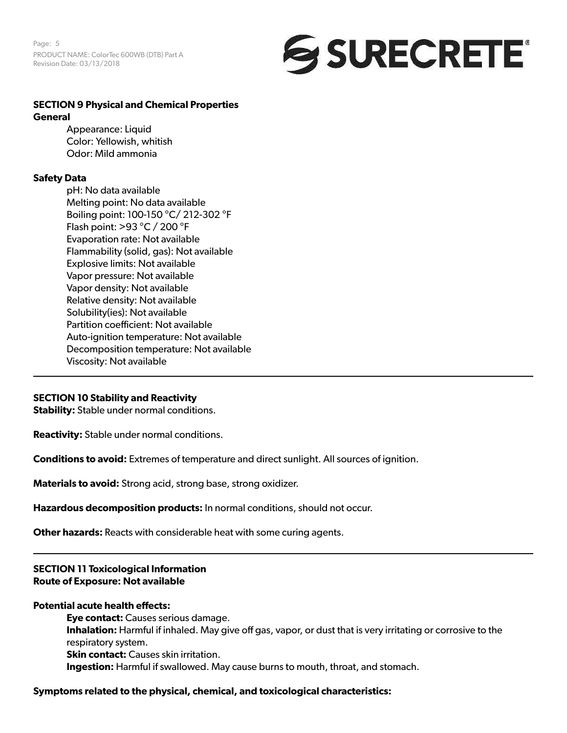## SECTION 9 Physical and Chemical Properties

**General**

- Appearance: Liquid
- Color: Yellowish, whitish
- Odor: Mild ammonia

**Safety Data**

- pH: No data available
- Melting point: No data available
- Boiling point: 100-150 °C/ 212-302 °F
- Flash point: >93 °C / 200 °F
- Evaporation rate: Not available
- Flammability (solid, gas): Not available
- Explosive limits: Not available
- Vapor pressure: Not available
- Vapor density: Not available
- Relative density: Not available
- Solubility(ies): Not available
- Partition coefficient: Not available
- Auto-ignition temperature: Not available
- Decomposition temperature: Not available
- Viscosity: Not available

---

## SECTION 10 Stability and Reactivity

**Stability:** Stable under normal conditions.

**Reactivity:** Stable under normal conditions.

**Conditions to avoid:** Extremes of temperature and direct sunlight. All sources of ignition.

**Materials to avoid:** Strong acid, strong base, strong oxidizer.

**Hazardous decomposition products:** In normal conditions, should not occur.

**Other hazards:** Reacts with considerable heat with some curing agents.

---

## SECTION 11 Toxicological Information

**Route of Exposure: Not available**

**Potential acute health effects:**

- **Eye contact:** Causes serious damage.
- **Inhalation:** Harmful if inhaled. May give off gas, vapor, or dust that is very irritating or corrosive to the respiratory system.
- **Skin contact:** Causes skin irritation.
- **Ingestion:** Harmful if swallowed. May cause burns to mouth, throat, and stomach.

**Symptoms related to the physical, chemical, and toxicological characteristics:**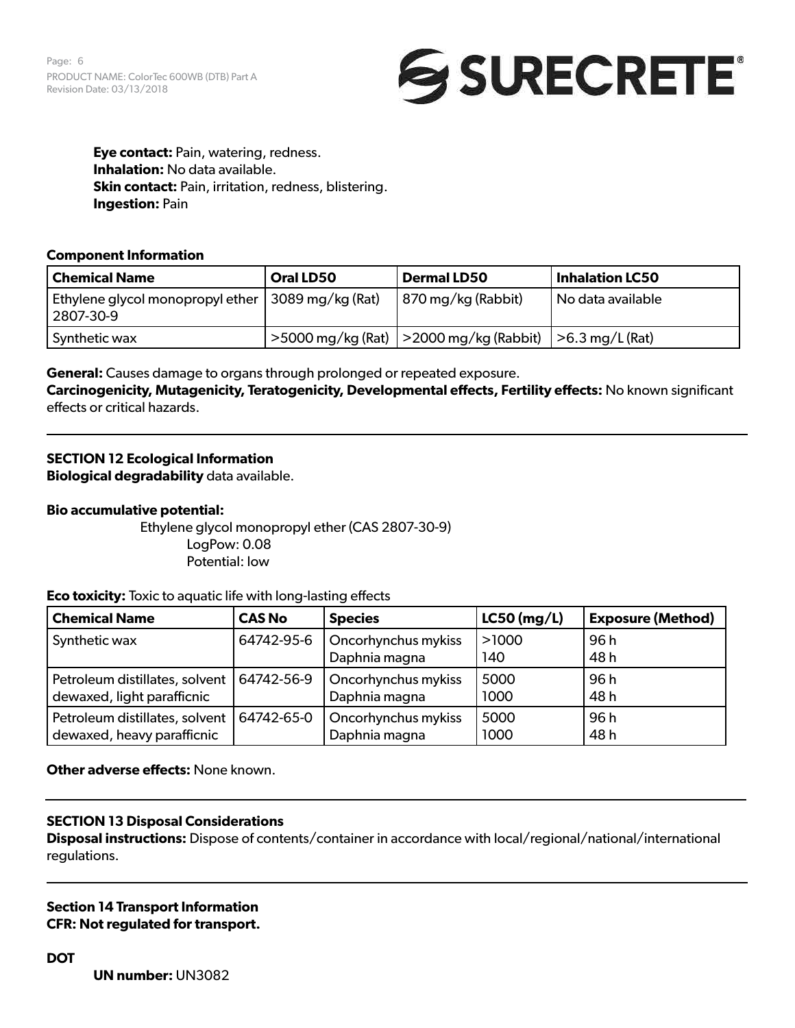**Eye contact:** Pain, watering, redness.
**Inhalation:** No data available.
**Skin contact:** Pain, irritation, redness, blistering.
**Ingestion:** Pain

**Component Information**

| Chemical Name | Oral LD50 | Dermal LD50 | Inhalation LC50 |
|---|---|---|---|
| Ethylene glycol monopropyl ether 2807-30-9 | 3089 mg/kg (Rat) | 870 mg/kg (Rabbit) | No data available |
| Synthetic wax | >5000 mg/kg (Rat) | >2000 mg/kg (Rabbit) | >6.3 mg/L (Rat) |

**General:** Causes damage to organs through prolonged or repeated exposure.
**Carcinogenicity, Mutagenicity, Teratogenicity, Developmental effects, Fertility effects:** No known significant effects or critical hazards.

---

**SECTION 12 Ecological Information**
**Biological degradability** data available.

**Bio accumulative potential:**

Ethylene glycol monopropyl ether (CAS 2807-30-9)
LogPow: 0.08
Potential: low

**Eco toxicity:** Toxic to aquatic life with long-lasting effects

| Chemical Name | CAS No | Species | LC50 (mg/L) | Exposure (Method) |
|---|---|---|---|---|
| Synthetic wax | 64742-95-6 | Oncorhynchus mykiss<br>Daphnia magna | >1000<br>140 | 96 h<br>48 h |
| Petroleum distillates, solvent dewaxed, light paraffıcnic | 64742-56-9 | Oncorhynchus mykiss<br>Daphnia magna | 5000<br>1000 | 96 h<br>48 h |
| Petroleum distillates, solvent dewaxed, heavy paraffıcnic | 64742-65-0 | Oncorhynchus mykiss<br>Daphnia magna | 5000<br>1000 | 96 h<br>48 h |

**Other adverse effects:** None known.

---

**SECTION 13 Disposal Considerations**
**Disposal instructions:** Dispose of contents/container in accordance with local/regional/national/international regulations.

---

**Section 14 Transport Information**
**CFR: Not regulated for transport.**

**DOT**

**UN number:** UN3082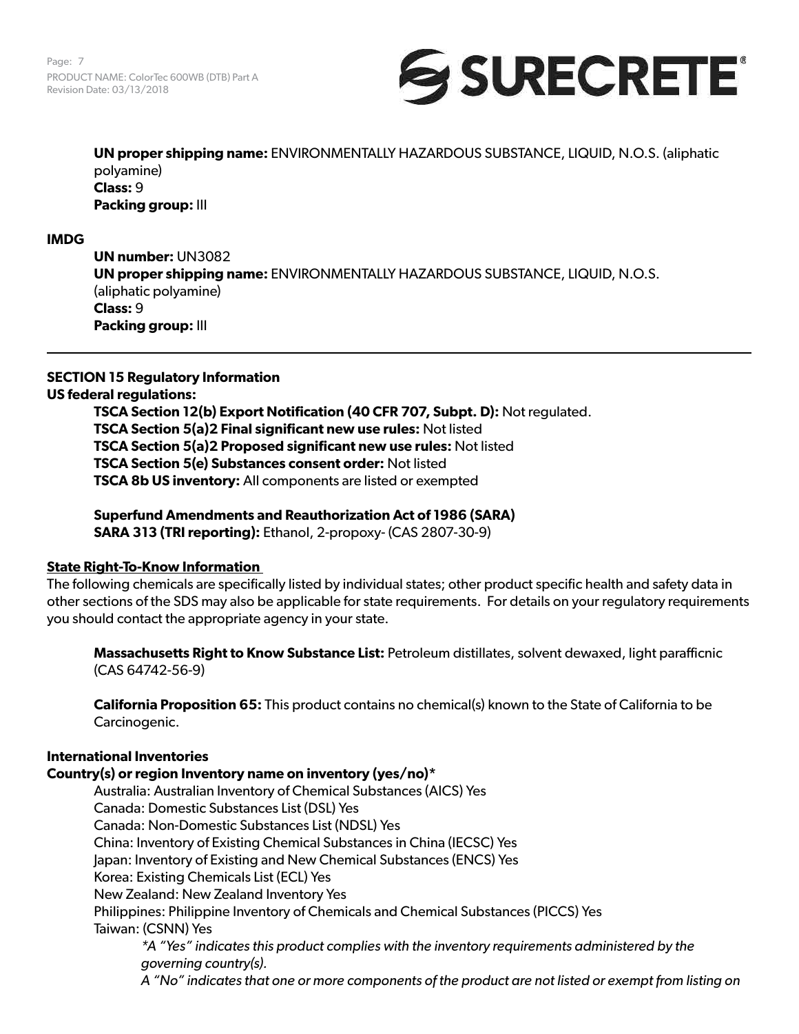**UN proper shipping name:** ENVIRONMENTALLY HAZARDOUS SUBSTANCE, LIQUID, N.O.S. (aliphatic polyamine)
**Class:** 9
**Packing group:** III

**IMDG**

**UN number:** UN3082
**UN proper shipping name:** ENVIRONMENTALLY HAZARDOUS SUBSTANCE, LIQUID, N.O.S. (aliphatic polyamine)
**Class:** 9
**Packing group:** III

---

## SECTION 15 Regulatory Information

**US federal regulations:**

**TSCA Section 12(b) Export Notification (40 CFR 707, Subpt. D):** Not regulated.
**TSCA Section 5(a)2 Final significant new use rules:** Not listed
**TSCA Section 5(a)2 Proposed significant new use rules:** Not listed
**TSCA Section 5(e) Substances consent order:** Not listed
**TSCA 8b US inventory:** All components are listed or exempted

**Superfund Amendments and Reauthorization Act of 1986 (SARA)**
**SARA 313 (TRI reporting):** Ethanol, 2-propoxy- (CAS 2807-30-9)

**State Right-To-Know Information**

The following chemicals are specifically listed by individual states; other product specific health and safety data in other sections of the SDS may also be applicable for state requirements. For details on your regulatory requirements you should contact the appropriate agency in your state.

**Massachusetts Right to Know Substance List:** Petroleum distillates, solvent dewaxed, light paraffícnic (CAS 64742-56-9)

**California Proposition 65:** This product contains no chemical(s) known to the State of California to be Carcinogenic.

**International Inventories**

**Country(s) or region Inventory name on inventory (yes/no)***

Australia: Australian Inventory of Chemical Substances (AICS) Yes
Canada: Domestic Substances List (DSL) Yes
Canada: Non-Domestic Substances List (NDSL) Yes
China: Inventory of Existing Chemical Substances in China (IECSC) Yes
Japan: Inventory of Existing and New Chemical Substances (ENCS) Yes
Korea: Existing Chemicals List (ECL) Yes
New Zealand: New Zealand Inventory Yes
Philippines: Philippine Inventory of Chemicals and Chemical Substances (PICCS) Yes
Taiwan: (CSNN) Yes

*\*A "Yes" indicates this product complies with the inventory requirements administered by the governing country(s).*
*A "No" indicates that one or more components of the product are not listed or exempt from listing on*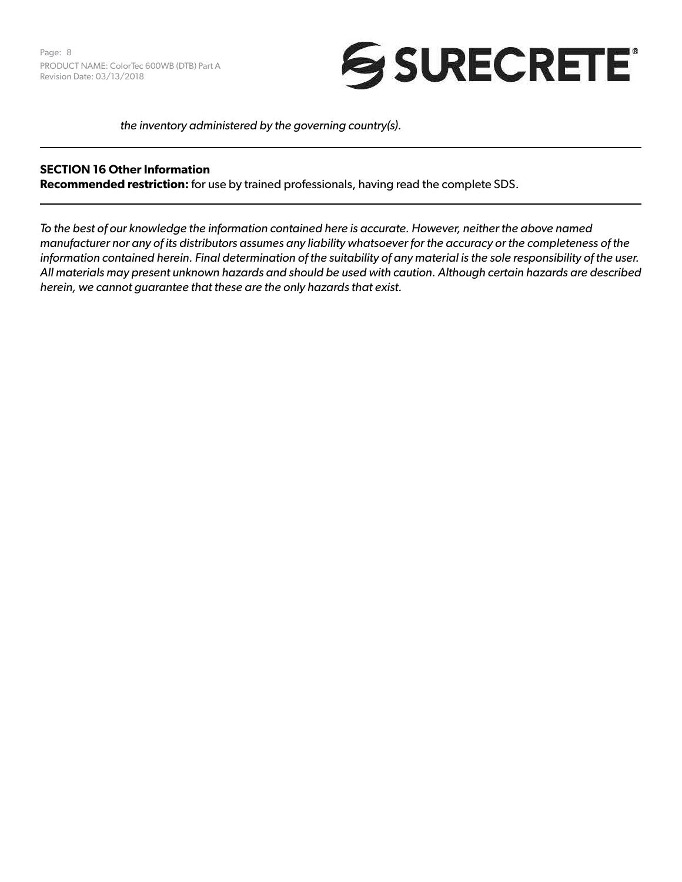*the inventory administered by the governing country(s).*

---

**SECTION 16 Other Information**

**Recommended restriction:** for use by trained professionals, having read the complete SDS.

---

*To the best of our knowledge the information contained here is accurate. However, neither the above named manufacturer nor any of its distributors assumes any liability whatsoever for the accuracy or the completeness of the information contained herein. Final determination of the suitability of any material is the sole responsibility of the user. All materials may present unknown hazards and should be used with caution. Although certain hazards are described herein, we cannot guarantee that these are the only hazards that exist.*